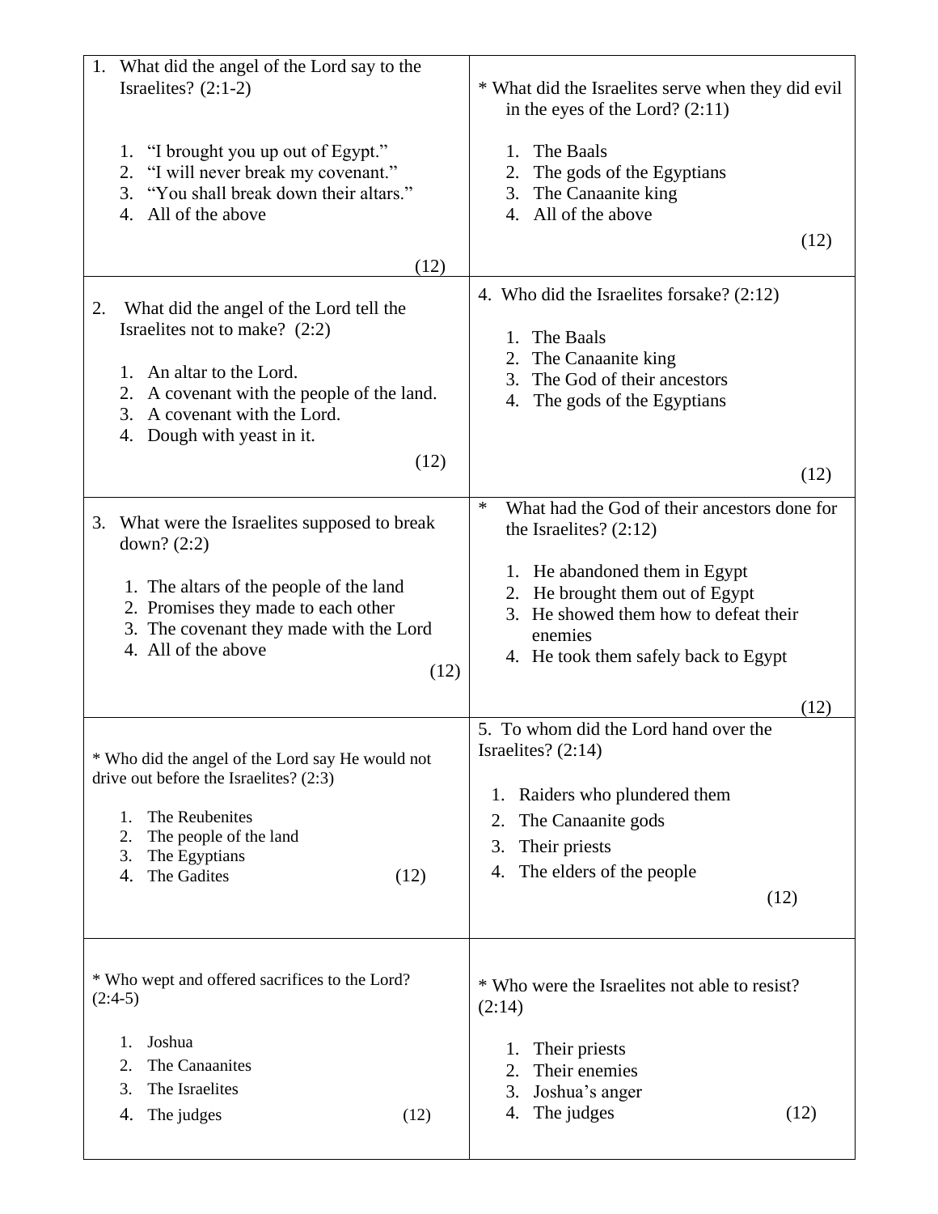1. What did the angel of the Lord say to the Israelites? (2:1-2)

    1. "I brought you up out of Egypt."
    2. "I will never break my covenant."
    3. "You shall break down their altars."
    4. All of the above

(12)

* What did the Israelites serve when they did evil in the eyes of the Lord? (2:11)

    1. The Baals
    2. The gods of the Egyptians
    3. The Canaanite king
    4. All of the above

(12)

2. What did the angel of the Lord tell the Israelites not to make? (2:2)

    1. An altar to the Lord.
    2. A covenant with the people of the land.
    3. A covenant with the Lord.
    4. Dough with yeast in it.

(12)

4. Who did the Israelites forsake? (2:12)

    1. The Baals
    2. The Canaanite king
    3. The God of their ancestors
    4. The gods of the Egyptians

(12)

3. What were the Israelites supposed to break down? (2:2)

    1. The altars of the people of the land
    2. Promises they made to each other
    3. The covenant they made with the Lord
    4. All of the above

(12)

* What had the God of their ancestors done for the Israelites? (2:12)

    1. He abandoned them in Egypt
    2. He brought them out of Egypt
    3. He showed them how to defeat their enemies
    4. He took them safely back to Egypt

(12)

* Who did the angel of the Lord say He would not drive out before the Israelites? (2:3)

    1. The Reubenites
    2. The people of the land
    3. The Egyptians
    4. The Gadites

(12)

5. To whom did the Lord hand over the Israelites? (2:14)

    1. Raiders who plundered them
    2. The Canaanite gods
    3. Their priests
    4. The elders of the people

(12)

* Who wept and offered sacrifices to the Lord? (2:4-5)

    1. Joshua
    2. The Canaanites
    3. The Israelites
    4. The judges

(12)

* Who were the Israelites not able to resist? (2:14)

    1. Their priests
    2. Their enemies
    3. Joshua's anger
    4. The judges

(12)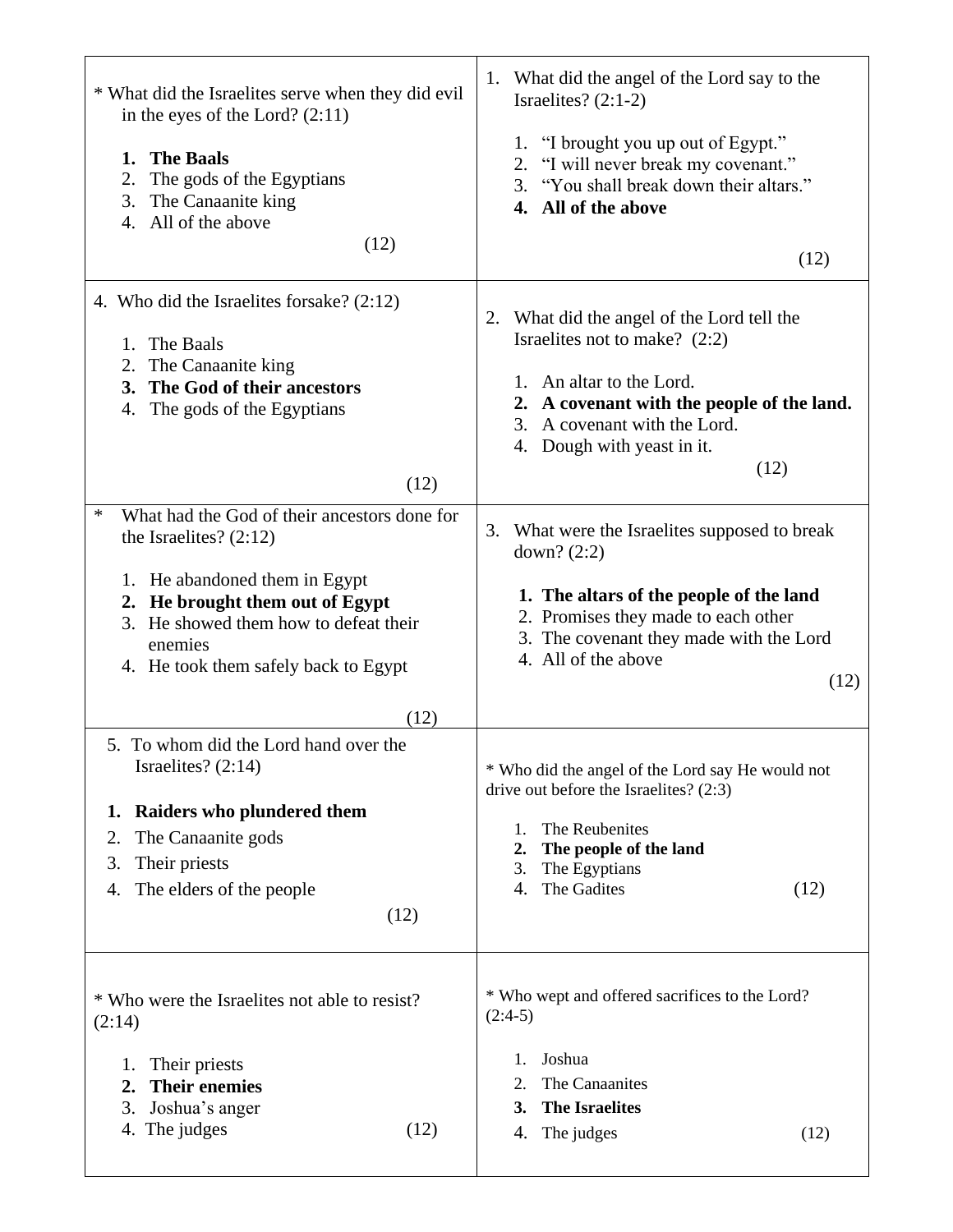| | |
|---|---|
| * What did the Israelites serve when they did evil in the eyes of the Lord? (2:11)<br><br>1. **The Baals**<br>2. The gods of the Egyptians<br>3. The Canaanite king<br>4. All of the above<br><br>(12) | 1. What did the angel of the Lord say to the Israelites? (2:1-2)<br><br>1. "I brought you up out of Egypt."<br>2. "I will never break my covenant."<br>3. "You shall break down their altars."<br>4. **All of the above**<br><br>(12) |
| 4. Who did the Israelites forsake? (2:12)<br><br>1. The Baals<br>2. The Canaanite king<br>3. **The God of their ancestors**<br>4. The gods of the Egyptians<br><br>(12) | 2. What did the angel of the Lord tell the Israelites not to make? (2:2)<br><br>1. An altar to the Lord.<br>2. **A covenant with the people of the land.**<br>3. A covenant with the Lord.<br>4. Dough with yeast in it.<br><br>(12) |
| * What had the God of their ancestors done for the Israelites? (2:12)<br><br>1. He abandoned them in Egypt<br>2. **He brought them out of Egypt**<br>3. He showed them how to defeat their enemies<br>4. He took them safely back to Egypt<br><br>(12) | 3. What were the Israelites supposed to break down? (2:2)<br><br>1. **The altars of the people of the land**<br>2. Promises they made to each other<br>3. The covenant they made with the Lord<br>4. All of the above<br><br>(12) |
| 5. To whom did the Lord hand over the Israelites? (2:14)<br><br>1. **Raiders who plundered them**<br>2. The Canaanite gods<br>3. Their priests<br>4. The elders of the people<br><br>(12) | * Who did the angel of the Lord say He would not drive out before the Israelites? (2:3)<br><br>1. The Reubenites<br>2. **The people of the land**<br>3. The Egyptians<br>4. The Gadites<br><br>(12) |
| * Who were the Israelites not able to resist? (2:14)<br><br>1. Their priests<br>2. **Their enemies**<br>3. Joshua's anger<br>4. The judges<br><br>(12) | * Who wept and offered sacrifices to the Lord? (2:4-5)<br><br>1. Joshua<br>2. The Canaanites<br>3. **The Israelites**<br>4. The judges<br><br>(12) |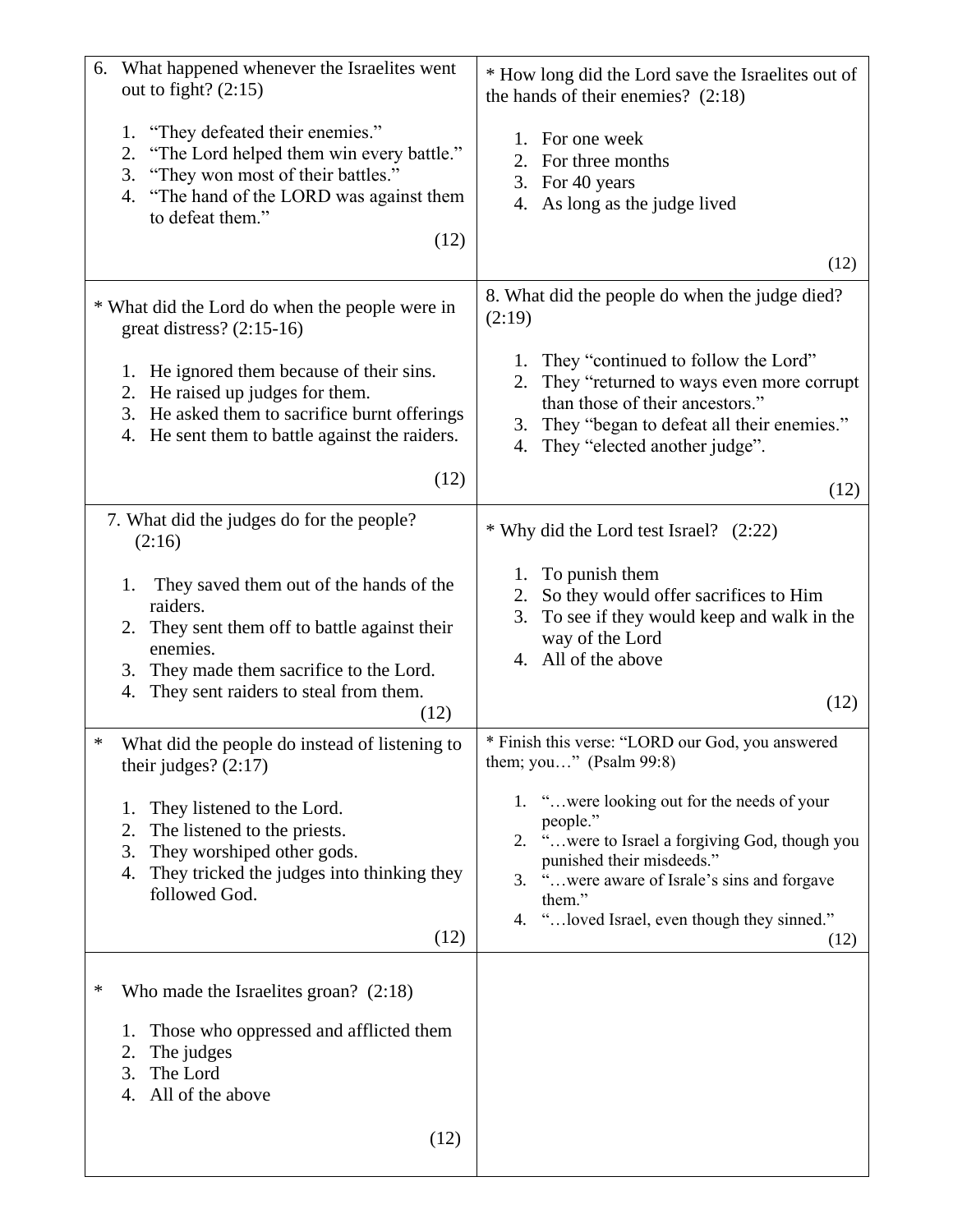6. What happened whenever the Israelites went out to fight? (2:15)

   1. "They defeated their enemies."
   2. "The Lord helped them win every battle."
   3. "They won most of their battles."
   4. "The hand of the LORD was against them to defeat them."

(12)

* How long did the Lord save the Israelites out of the hands of their enemies? (2:18)

   1. For one week
   2. For three months
   3. For 40 years
   4. As long as the judge lived

(12)

* What did the Lord do when the people were in great distress? (2:15-16)

   1. He ignored them because of their sins.
   2. He raised up judges for them.
   3. He asked them to sacrifice burnt offerings
   4. He sent them to battle against the raiders.

(12)

8. What did the people do when the judge died? (2:19)

   1. They "continued to follow the Lord"
   2. They "returned to ways even more corrupt than those of their ancestors."
   3. They "began to defeat all their enemies."
   4. They "elected another judge".

(12)

7. What did the judges do for the people? (2:16)

   1. They saved them out of the hands of the raiders.
   2. They sent them off to battle against their enemies.
   3. They made them sacrifice to the Lord.
   4. They sent raiders to steal from them.

(12)

* Why did the Lord test Israel? (2:22)

   1. To punish them
   2. So they would offer sacrifices to Him
   3. To see if they would keep and walk in the way of the Lord
   4. All of the above

(12)

* What did the people do instead of listening to their judges? (2:17)

   1. They listened to the Lord.
   2. The listened to the priests.
   3. They worshiped other gods.
   4. They tricked the judges into thinking they followed God.

(12)

* Finish this verse: "LORD our God, you answered them; you…" (Psalm 99:8)

   1. "…were looking out for the needs of your people."
   2. "…were to Israel a forgiving God, though you punished their misdeeds."
   3. "…were aware of Israle's sins and forgave them."
   4. "…loved Israel, even though they sinned."

(12)

* Who made the Israelites groan? (2:18)

   1. Those who oppressed and afflicted them
   2. The judges
   3. The Lord
   4. All of the above

(12)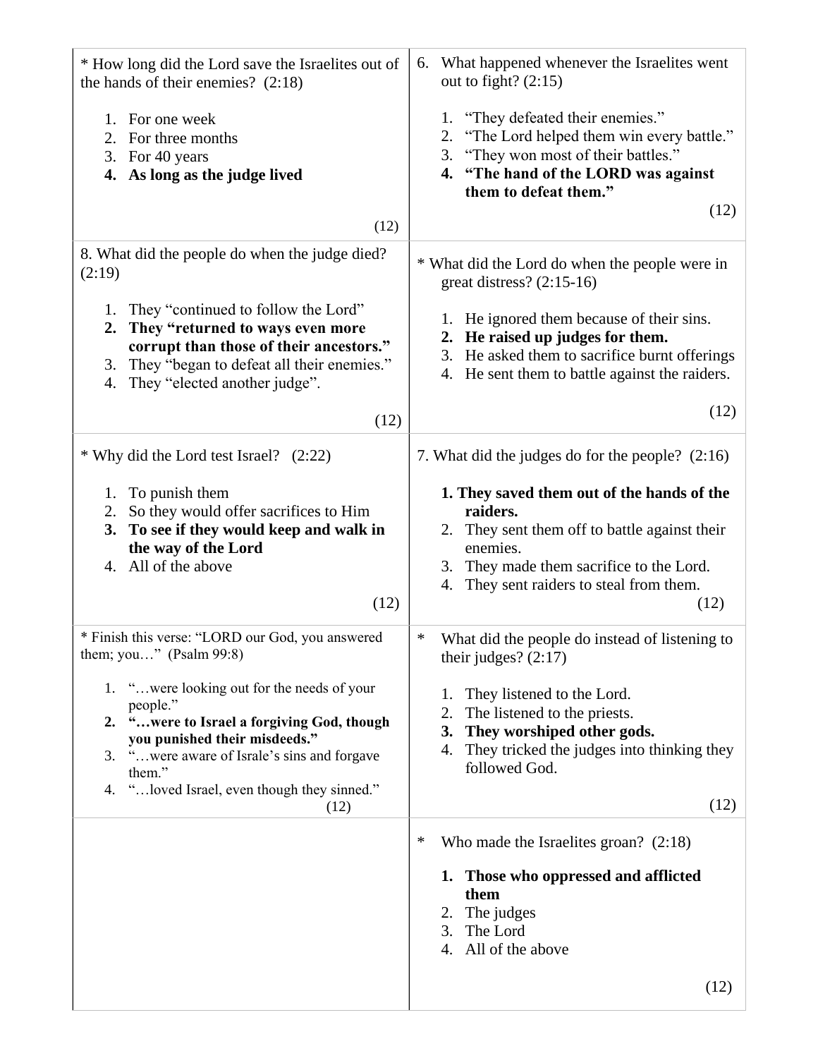\* How long did the Lord save the Israelites out of the hands of their enemies? (2:18)

1. For one week
2. For three months
3. For 40 years
4. **As long as the judge lived**

(12)

6. What happened whenever the Israelites went out to fight? (2:15)

1. "They defeated their enemies."
2. "The Lord helped them win every battle."
3. "They won most of their battles."
4. **"The hand of the LORD was against them to defeat them."**

(12)

8. What did the people do when the judge died? (2:19)

1. They "continued to follow the Lord"
2. **They "returned to ways even more corrupt than those of their ancestors."**
3. They "began to defeat all their enemies."
4. They "elected another judge".

(12)

\* What did the Lord do when the people were in great distress? (2:15-16)

1. He ignored them because of their sins.
2. **He raised up judges for them.**
3. He asked them to sacrifice burnt offerings
4. He sent them to battle against the raiders.

(12)

\* Why did the Lord test Israel? (2:22)

1. To punish them
2. So they would offer sacrifices to Him
3. **To see if they would keep and walk in the way of the Lord**
4. All of the above

(12)

7. What did the judges do for the people? (2:16)

1. **They saved them out of the hands of the raiders.**
2. They sent them off to battle against their enemies.
3. They made them sacrifice to the Lord.
4. They sent raiders to steal from them.

(12)

\* Finish this verse: "LORD our God, you answered them; you…" (Psalm 99:8)

1. "…were looking out for the needs of your people."
2. **"…were to Israel a forgiving God, though you punished their misdeeds."**
3. "…were aware of Israle's sins and forgave them."
4. "…loved Israel, even though they sinned."

(12)

\* What did the people do instead of listening to their judges? (2:17)

1. They listened to the Lord.
2. The listened to the priests.
3. **They worshiped other gods.**
4. They tricked the judges into thinking they followed God.

(12)

\* Who made the Israelites groan? (2:18)

1. **Those who oppressed and afflicted them**
2. The judges
3. The Lord
4. All of the above

(12)